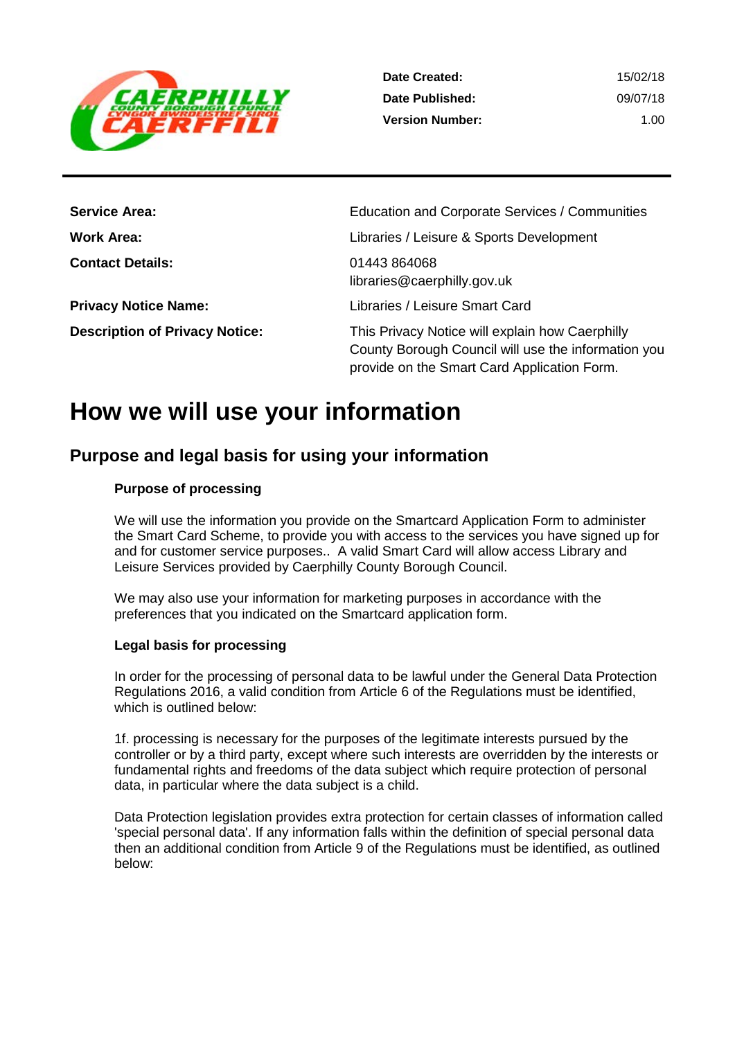| | |
|---|---|
| **Date Created:** | 15/02/18 |
| **Date Published:** | 09/07/18 |
| **Version Number:** | 1.00 |

| | |
|---|---|
| **Service Area:** | Education and Corporate Services / Communities |
| **Work Area:** | Libraries / Leisure & Sports Development |
| **Contact Details:** | 01443 864068<br>libraries@caerphilly.gov.uk |
| **Privacy Notice Name:** | Libraries / Leisure Smart Card |
| **Description of Privacy Notice:** | This Privacy Notice will explain how Caerphilly County Borough Council will use the information you provide on the Smart Card Application Form. |

# How we will use your information

## Purpose and legal basis for using your information

### Purpose of processing

We will use the information you provide on the Smartcard Application Form to administer the Smart Card Scheme, to provide you with access to the services you have signed up for and for customer service purposes.. A valid Smart Card will allow access Library and Leisure Services provided by Caerphilly County Borough Council.

We may also use your information for marketing purposes in accordance with the preferences that you indicated on the Smartcard application form.

### Legal basis for processing

In order for the processing of personal data to be lawful under the General Data Protection Regulations 2016, a valid condition from Article 6 of the Regulations must be identified, which is outlined below:

1f. processing is necessary for the purposes of the legitimate interests pursued by the controller or by a third party, except where such interests are overridden by the interests or fundamental rights and freedoms of the data subject which require protection of personal data, in particular where the data subject is a child.

Data Protection legislation provides extra protection for certain classes of information called 'special personal data'. If any information falls within the definition of special personal data then an additional condition from Article 9 of the Regulations must be identified, as outlined below: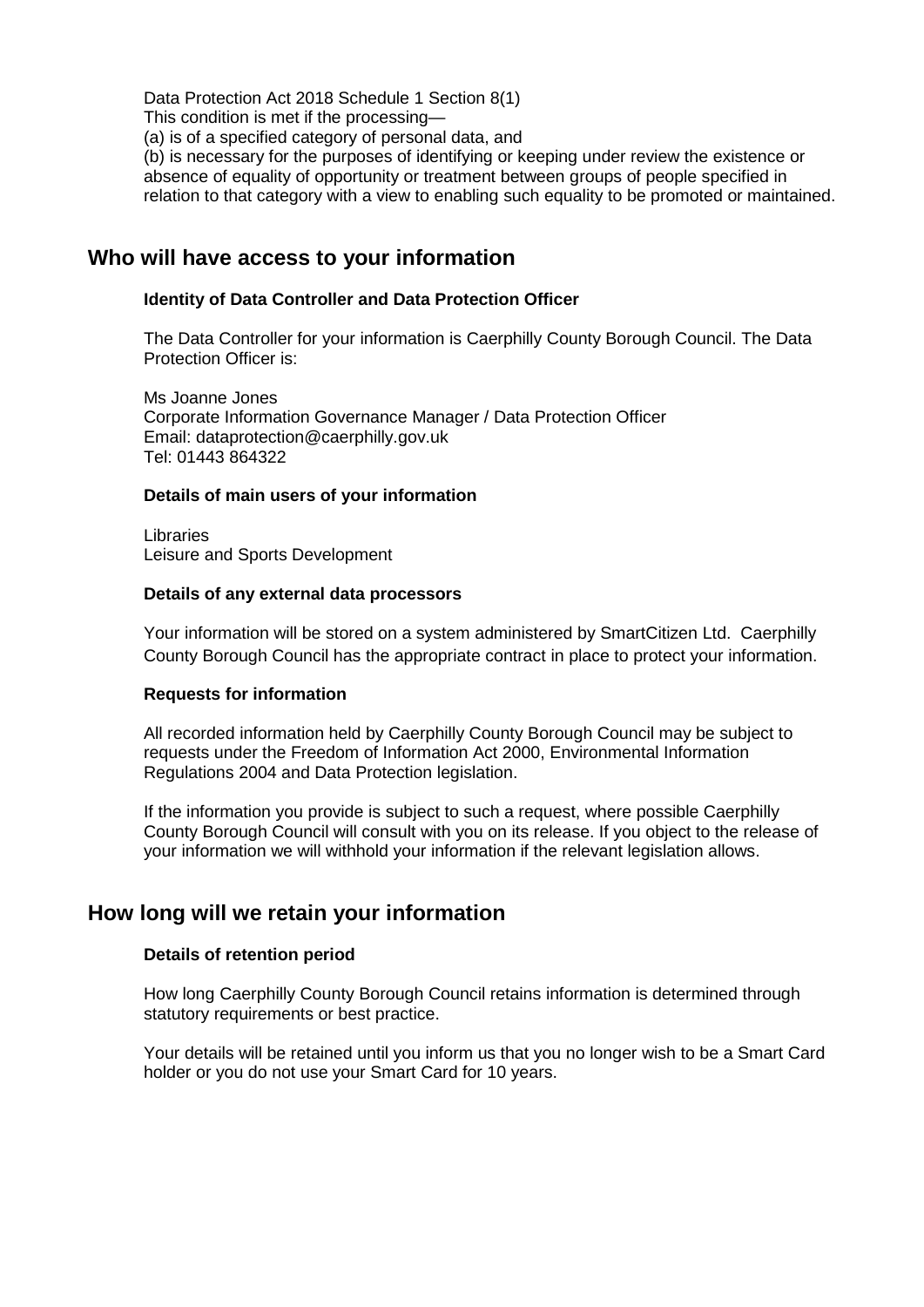Data Protection Act 2018 Schedule 1 Section 8(1)
This condition is met if the processing—
(a) is of a specified category of personal data, and
(b) is necessary for the purposes of identifying or keeping under review the existence or absence of equality of opportunity or treatment between groups of people specified in relation to that category with a view to enabling such equality to be promoted or maintained.

## Who will have access to your information

### Identity of Data Controller and Data Protection Officer

The Data Controller for your information is Caerphilly County Borough Council. The Data Protection Officer is:

Ms Joanne Jones
Corporate Information Governance Manager / Data Protection Officer
Email: dataprotection@caerphilly.gov.uk
Tel: 01443 864322

### Details of main users of your information

Libraries
Leisure and Sports Development

### Details of any external data processors

Your information will be stored on a system administered by SmartCitizen Ltd. Caerphilly County Borough Council has the appropriate contract in place to protect your information.

### Requests for information

All recorded information held by Caerphilly County Borough Council may be subject to requests under the Freedom of Information Act 2000, Environmental Information Regulations 2004 and Data Protection legislation.

If the information you provide is subject to such a request, where possible Caerphilly County Borough Council will consult with you on its release. If you object to the release of your information we will withhold your information if the relevant legislation allows.

## How long will we retain your information

### Details of retention period

How long Caerphilly County Borough Council retains information is determined through statutory requirements or best practice.

Your details will be retained until you inform us that you no longer wish to be a Smart Card holder or you do not use your Smart Card for 10 years.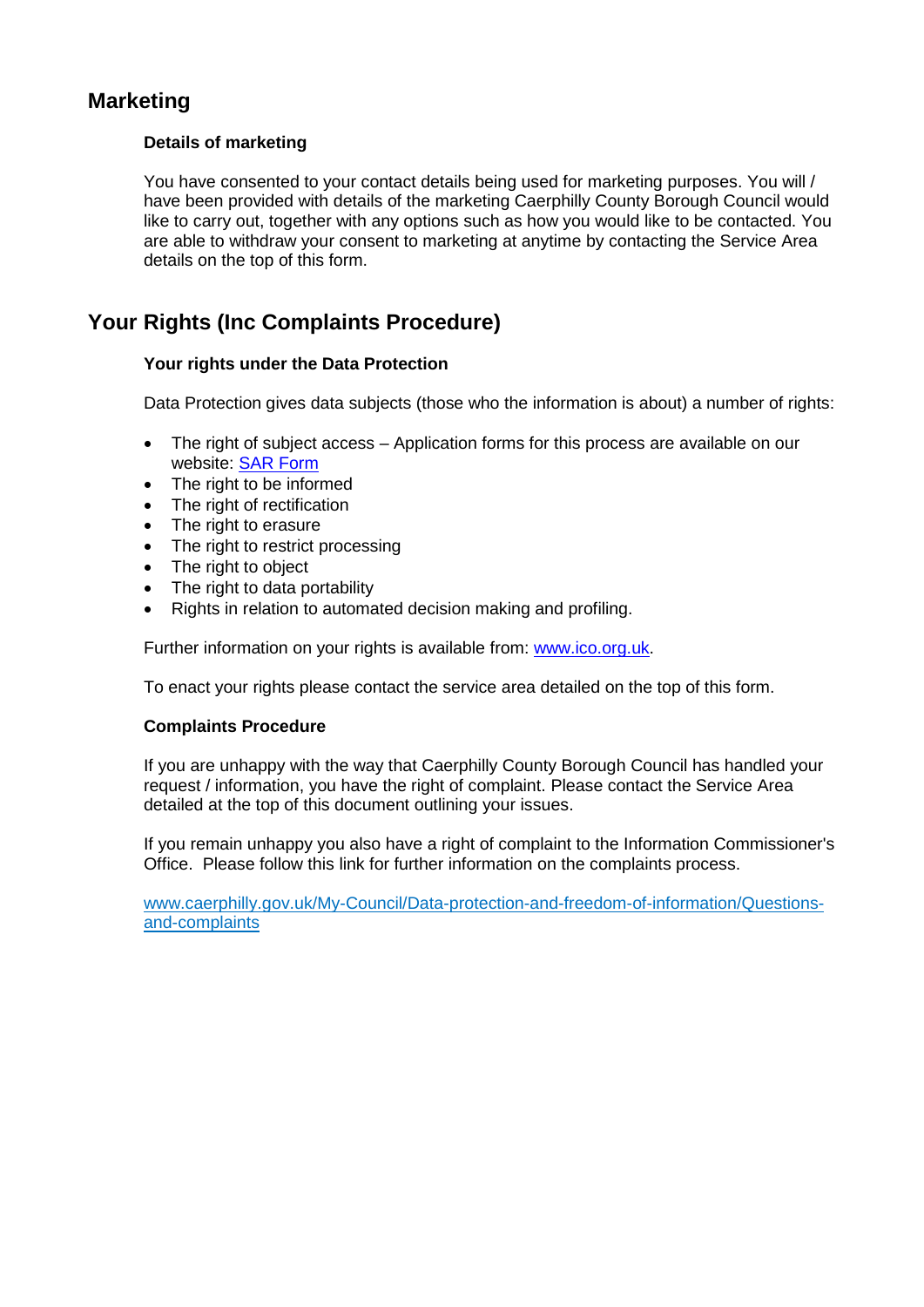## Marketing

### Details of marketing

You have consented to your contact details being used for marketing purposes. You will / have been provided with details of the marketing Caerphilly County Borough Council would like to carry out, together with any options such as how you would like to be contacted. You are able to withdraw your consent to marketing at anytime by contacting the Service Area details on the top of this form.

## Your Rights (Inc Complaints Procedure)

### Your rights under the Data Protection

Data Protection gives data subjects (those who the information is about) a number of rights:

- The right of subject access – Application forms for this process are available on our website: SAR Form
- The right to be informed
- The right of rectification
- The right to erasure
- The right to restrict processing
- The right to object
- The right to data portability
- Rights in relation to automated decision making and profiling.

Further information on your rights is available from: www.ico.org.uk.

To enact your rights please contact the service area detailed on the top of this form.

### Complaints Procedure

If you are unhappy with the way that Caerphilly County Borough Council has handled your request / information, you have the right of complaint. Please contact the Service Area detailed at the top of this document outlining your issues.

If you remain unhappy you also have a right of complaint to the Information Commissioner's Office. Please follow this link for further information on the complaints process.

www.caerphilly.gov.uk/My-Council/Data-protection-and-freedom-of-information/Questions-and-complaints